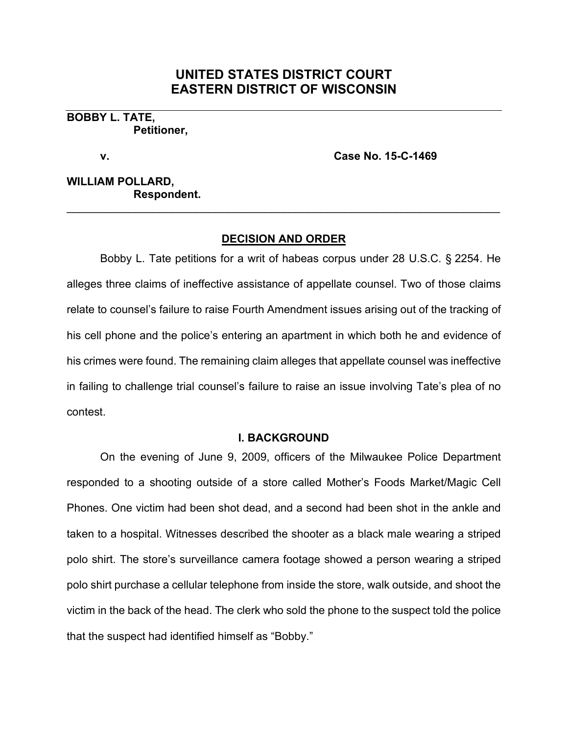# UNITED STATES DISTRICT COURT
# EASTERN DISTRICT OF WISCONSIN

**BOBBY L. TATE,**
**Petitioner,**

**v. Case No. 15-C-1469**

**WILLIAM POLLARD,**
**Respondent.**

---

## DECISION AND ORDER

Bobby L. Tate petitions for a writ of habeas corpus under 28 U.S.C. § 2254. He alleges three claims of ineffective assistance of appellate counsel. Two of those claims relate to counsel's failure to raise Fourth Amendment issues arising out of the tracking of his cell phone and the police's entering an apartment in which both he and evidence of his crimes were found. The remaining claim alleges that appellate counsel was ineffective in failing to challenge trial counsel's failure to raise an issue involving Tate's plea of no contest.

### I. BACKGROUND

On the evening of June 9, 2009, officers of the Milwaukee Police Department responded to a shooting outside of a store called Mother's Foods Market/Magic Cell Phones. One victim had been shot dead, and a second had been shot in the ankle and taken to a hospital. Witnesses described the shooter as a black male wearing a striped polo shirt. The store's surveillance camera footage showed a person wearing a striped polo shirt purchase a cellular telephone from inside the store, walk outside, and shoot the victim in the back of the head. The clerk who sold the phone to the suspect told the police that the suspect had identified himself as "Bobby."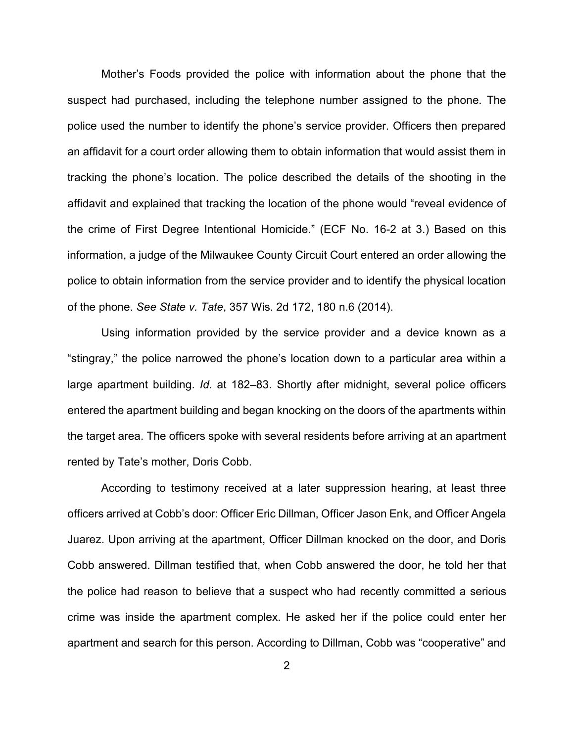Mother's Foods provided the police with information about the phone that the suspect had purchased, including the telephone number assigned to the phone. The police used the number to identify the phone's service provider. Officers then prepared an affidavit for a court order allowing them to obtain information that would assist them in tracking the phone's location. The police described the details of the shooting in the affidavit and explained that tracking the location of the phone would "reveal evidence of the crime of First Degree Intentional Homicide." (ECF No. 16-2 at 3.) Based on this information, a judge of the Milwaukee County Circuit Court entered an order allowing the police to obtain information from the service provider and to identify the physical location of the phone. *See State v. Tate*, 357 Wis. 2d 172, 180 n.6 (2014).

Using information provided by the service provider and a device known as a "stingray," the police narrowed the phone's location down to a particular area within a large apartment building. *Id.* at 182–83. Shortly after midnight, several police officers entered the apartment building and began knocking on the doors of the apartments within the target area. The officers spoke with several residents before arriving at an apartment rented by Tate's mother, Doris Cobb.

According to testimony received at a later suppression hearing, at least three officers arrived at Cobb's door: Officer Eric Dillman, Officer Jason Enk, and Officer Angela Juarez. Upon arriving at the apartment, Officer Dillman knocked on the door, and Doris Cobb answered. Dillman testified that, when Cobb answered the door, he told her that the police had reason to believe that a suspect who had recently committed a serious crime was inside the apartment complex. He asked her if the police could enter her apartment and search for this person. According to Dillman, Cobb was "cooperative" and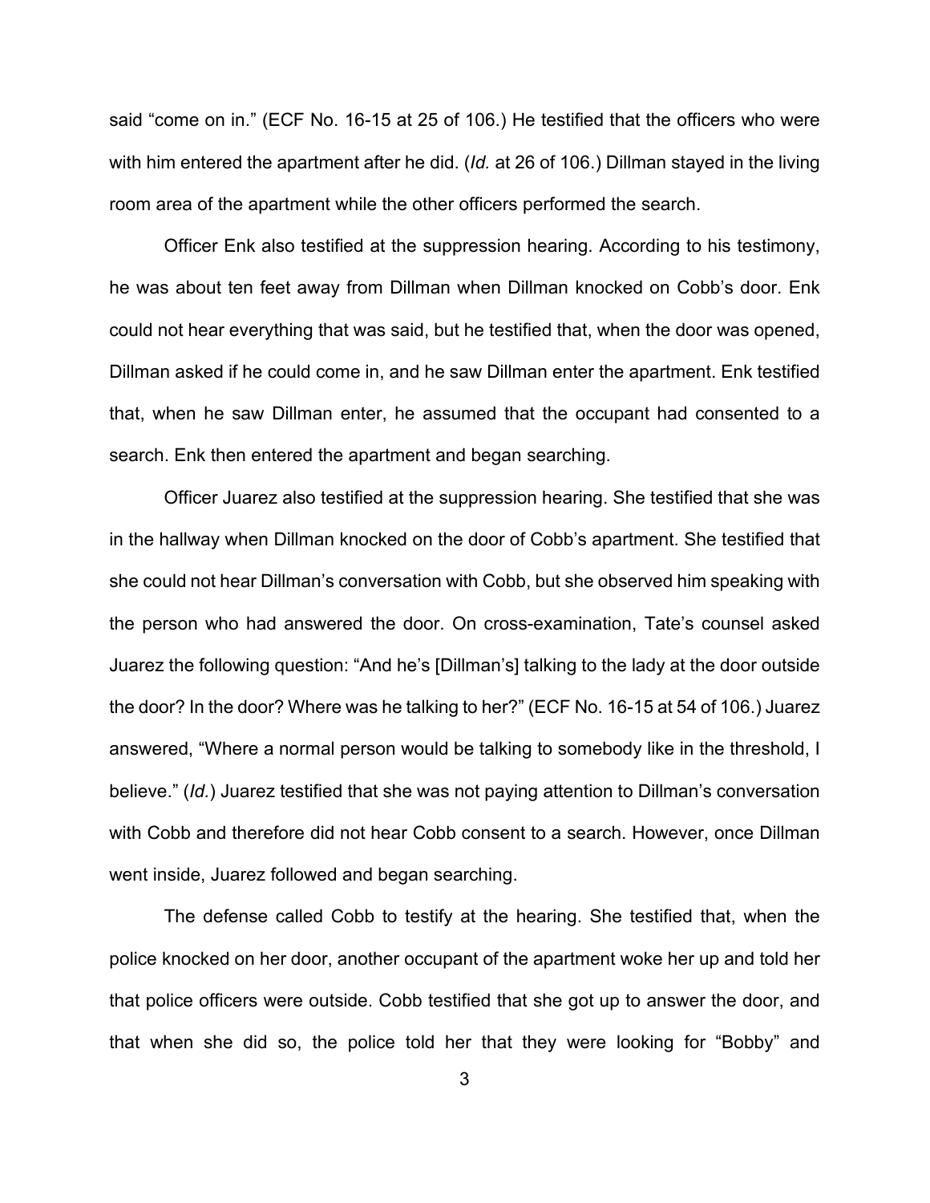said "come on in." (ECF No. 16-15 at 25 of 106.) He testified that the officers who were with him entered the apartment after he did. (*Id.* at 26 of 106.) Dillman stayed in the living room area of the apartment while the other officers performed the search.

Officer Enk also testified at the suppression hearing. According to his testimony, he was about ten feet away from Dillman when Dillman knocked on Cobb's door. Enk could not hear everything that was said, but he testified that, when the door was opened, Dillman asked if he could come in, and he saw Dillman enter the apartment. Enk testified that, when he saw Dillman enter, he assumed that the occupant had consented to a search. Enk then entered the apartment and began searching.

Officer Juarez also testified at the suppression hearing. She testified that she was in the hallway when Dillman knocked on the door of Cobb's apartment. She testified that she could not hear Dillman's conversation with Cobb, but she observed him speaking with the person who had answered the door. On cross-examination, Tate's counsel asked Juarez the following question: "And he's [Dillman's] talking to the lady at the door outside the door? In the door? Where was he talking to her?" (ECF No. 16-15 at 54 of 106.) Juarez answered, "Where a normal person would be talking to somebody like in the threshold, I believe." (*Id.*) Juarez testified that she was not paying attention to Dillman's conversation with Cobb and therefore did not hear Cobb consent to a search. However, once Dillman went inside, Juarez followed and began searching.

The defense called Cobb to testify at the hearing. She testified that, when the police knocked on her door, another occupant of the apartment woke her up and told her that police officers were outside. Cobb testified that she got up to answer the door, and that when she did so, the police told her that they were looking for "Bobby" and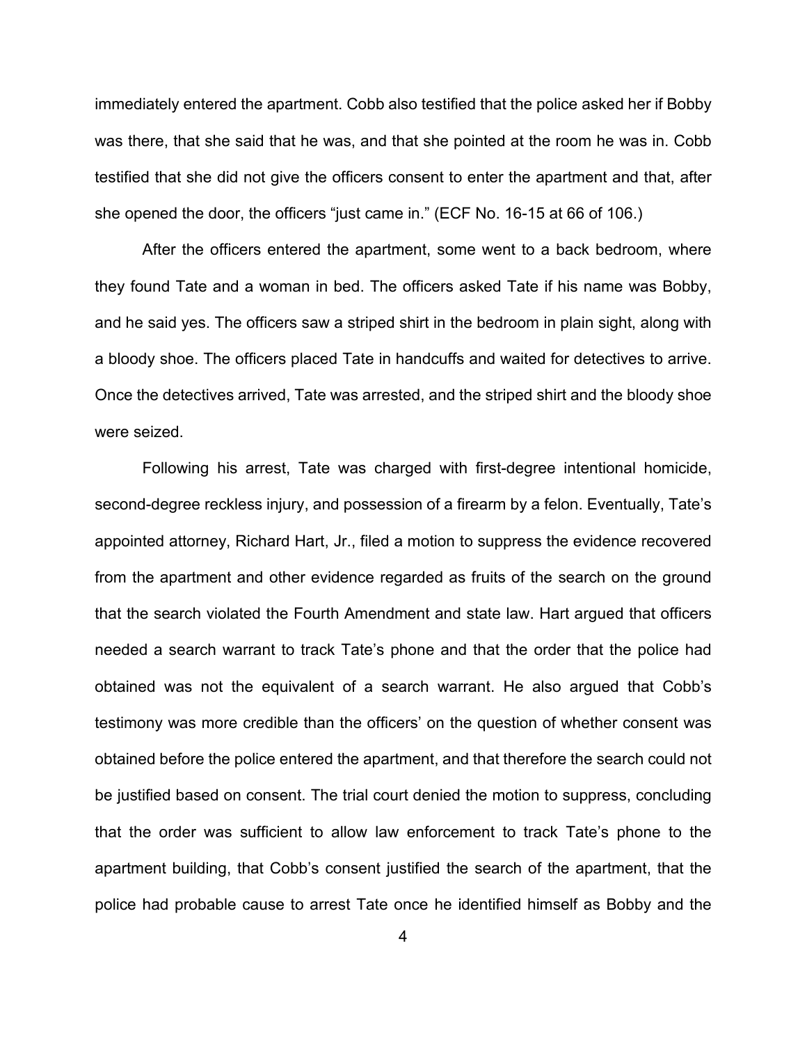immediately entered the apartment. Cobb also testified that the police asked her if Bobby was there, that she said that he was, and that she pointed at the room he was in. Cobb testified that she did not give the officers consent to enter the apartment and that, after she opened the door, the officers "just came in." (ECF No. 16-15 at 66 of 106.)

After the officers entered the apartment, some went to a back bedroom, where they found Tate and a woman in bed. The officers asked Tate if his name was Bobby, and he said yes. The officers saw a striped shirt in the bedroom in plain sight, along with a bloody shoe. The officers placed Tate in handcuffs and waited for detectives to arrive. Once the detectives arrived, Tate was arrested, and the striped shirt and the bloody shoe were seized.

Following his arrest, Tate was charged with first-degree intentional homicide, second-degree reckless injury, and possession of a firearm by a felon. Eventually, Tate's appointed attorney, Richard Hart, Jr., filed a motion to suppress the evidence recovered from the apartment and other evidence regarded as fruits of the search on the ground that the search violated the Fourth Amendment and state law. Hart argued that officers needed a search warrant to track Tate's phone and that the order that the police had obtained was not the equivalent of a search warrant. He also argued that Cobb's testimony was more credible than the officers' on the question of whether consent was obtained before the police entered the apartment, and that therefore the search could not be justified based on consent. The trial court denied the motion to suppress, concluding that the order was sufficient to allow law enforcement to track Tate's phone to the apartment building, that Cobb's consent justified the search of the apartment, that the police had probable cause to arrest Tate once he identified himself as Bobby and the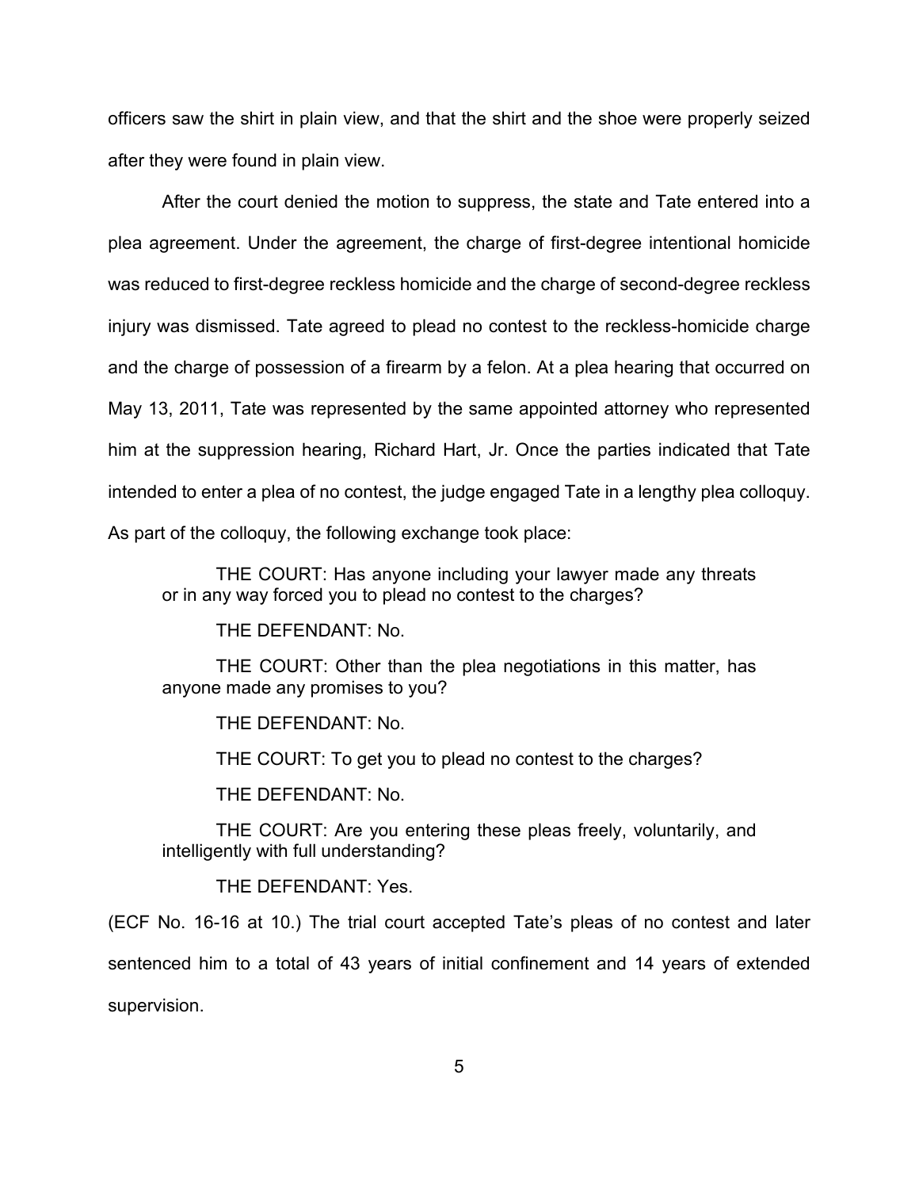officers saw the shirt in plain view, and that the shirt and the shoe were properly seized after they were found in plain view.

After the court denied the motion to suppress, the state and Tate entered into a plea agreement. Under the agreement, the charge of first-degree intentional homicide was reduced to first-degree reckless homicide and the charge of second-degree reckless injury was dismissed. Tate agreed to plead no contest to the reckless-homicide charge and the charge of possession of a firearm by a felon. At a plea hearing that occurred on May 13, 2011, Tate was represented by the same appointed attorney who represented him at the suppression hearing, Richard Hart, Jr. Once the parties indicated that Tate intended to enter a plea of no contest, the judge engaged Tate in a lengthy plea colloquy. As part of the colloquy, the following exchange took place:

> THE COURT: Has anyone including your lawyer made any threats or in any way forced you to plead no contest to the charges?
>
> THE DEFENDANT: No.
>
> THE COURT: Other than the plea negotiations in this matter, has anyone made any promises to you?
>
> THE DEFENDANT: No.
>
> THE COURT: To get you to plead no contest to the charges?
>
> THE DEFENDANT: No.
>
> THE COURT: Are you entering these pleas freely, voluntarily, and intelligently with full understanding?
>
> THE DEFENDANT: Yes.

(ECF No. 16-16 at 10.) The trial court accepted Tate's pleas of no contest and later sentenced him to a total of 43 years of initial confinement and 14 years of extended supervision.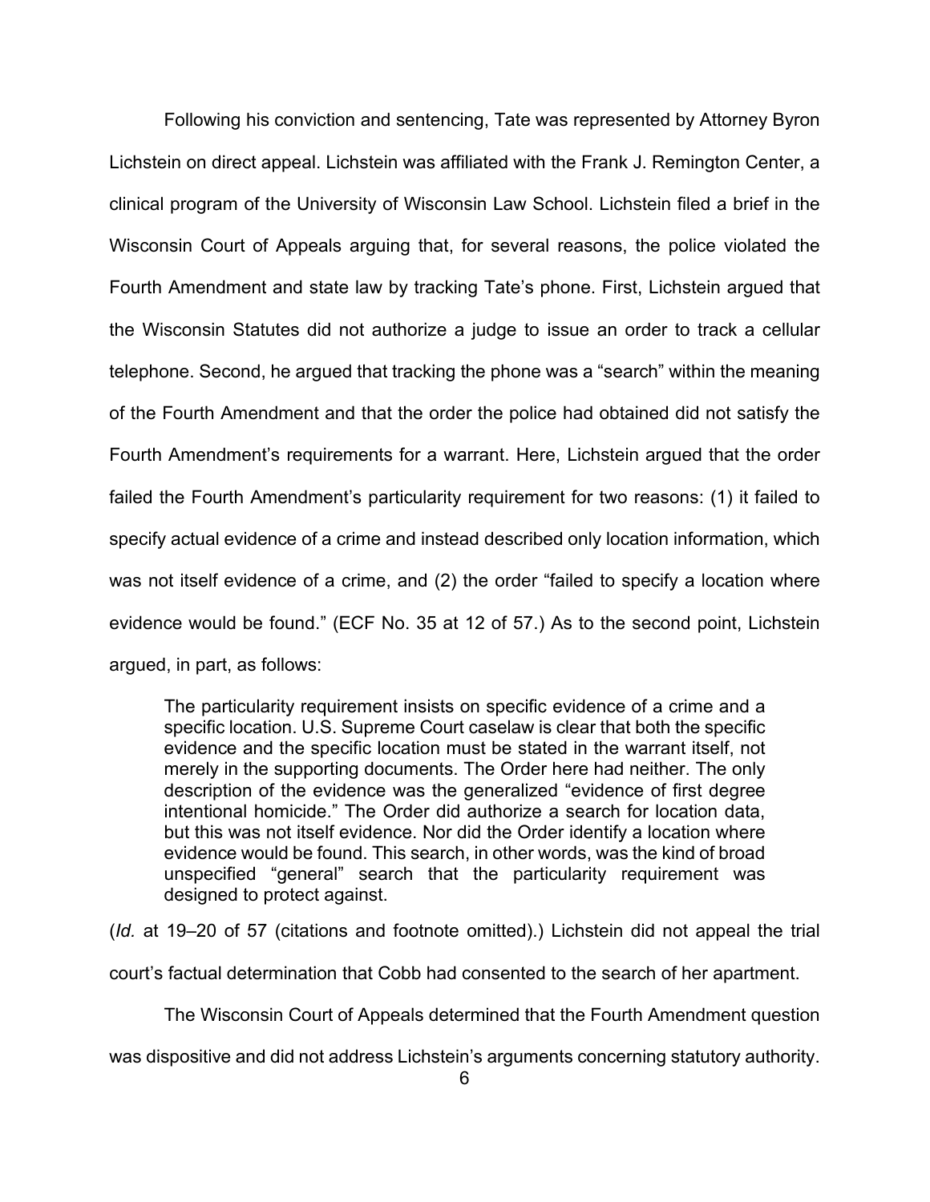Following his conviction and sentencing, Tate was represented by Attorney Byron Lichstein on direct appeal. Lichstein was affiliated with the Frank J. Remington Center, a clinical program of the University of Wisconsin Law School. Lichstein filed a brief in the Wisconsin Court of Appeals arguing that, for several reasons, the police violated the Fourth Amendment and state law by tracking Tate's phone. First, Lichstein argued that the Wisconsin Statutes did not authorize a judge to issue an order to track a cellular telephone. Second, he argued that tracking the phone was a "search" within the meaning of the Fourth Amendment and that the order the police had obtained did not satisfy the Fourth Amendment's requirements for a warrant. Here, Lichstein argued that the order failed the Fourth Amendment's particularity requirement for two reasons: (1) it failed to specify actual evidence of a crime and instead described only location information, which was not itself evidence of a crime, and (2) the order "failed to specify a location where evidence would be found." (ECF No. 35 at 12 of 57.) As to the second point, Lichstein argued, in part, as follows:

> The particularity requirement insists on specific evidence of a crime and a specific location. U.S. Supreme Court caselaw is clear that both the specific evidence and the specific location must be stated in the warrant itself, not merely in the supporting documents. The Order here had neither. The only description of the evidence was the generalized "evidence of first degree intentional homicide." The Order did authorize a search for location data, but this was not itself evidence. Nor did the Order identify a location where evidence would be found. This search, in other words, was the kind of broad unspecified "general" search that the particularity requirement was designed to protect against.

(*Id.* at 19–20 of 57 (citations and footnote omitted).) Lichstein did not appeal the trial court's factual determination that Cobb had consented to the search of her apartment.

The Wisconsin Court of Appeals determined that the Fourth Amendment question was dispositive and did not address Lichstein's arguments concerning statutory authority.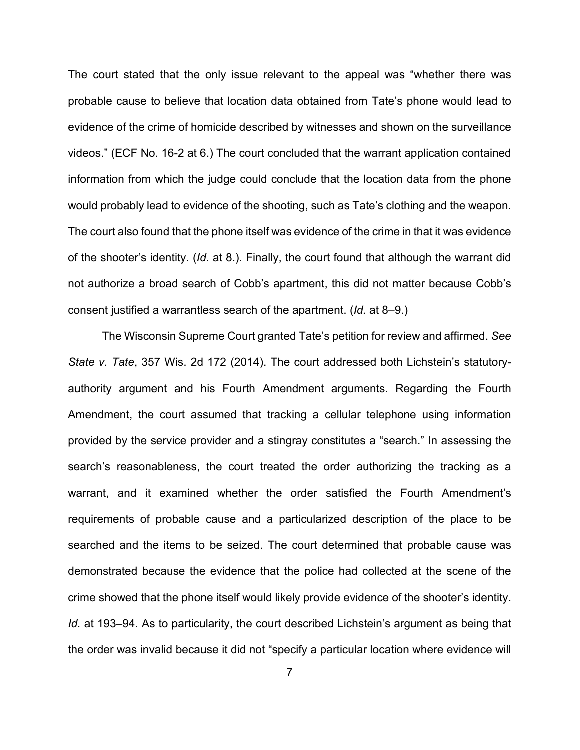The court stated that the only issue relevant to the appeal was "whether there was probable cause to believe that location data obtained from Tate's phone would lead to evidence of the crime of homicide described by witnesses and shown on the surveillance videos." (ECF No. 16-2 at 6.) The court concluded that the warrant application contained information from which the judge could conclude that the location data from the phone would probably lead to evidence of the shooting, such as Tate's clothing and the weapon. The court also found that the phone itself was evidence of the crime in that it was evidence of the shooter's identity. (*Id.* at 8.). Finally, the court found that although the warrant did not authorize a broad search of Cobb's apartment, this did not matter because Cobb's consent justified a warrantless search of the apartment. (*Id.* at 8–9.)

The Wisconsin Supreme Court granted Tate's petition for review and affirmed. *See State v. Tate*, 357 Wis. 2d 172 (2014). The court addressed both Lichstein's statutory-authority argument and his Fourth Amendment arguments. Regarding the Fourth Amendment, the court assumed that tracking a cellular telephone using information provided by the service provider and a stingray constitutes a "search." In assessing the search's reasonableness, the court treated the order authorizing the tracking as a warrant, and it examined whether the order satisfied the Fourth Amendment's requirements of probable cause and a particularized description of the place to be searched and the items to be seized. The court determined that probable cause was demonstrated because the evidence that the police had collected at the scene of the crime showed that the phone itself would likely provide evidence of the shooter's identity. *Id.* at 193–94. As to particularity, the court described Lichstein's argument as being that the order was invalid because it did not "specify a particular location where evidence will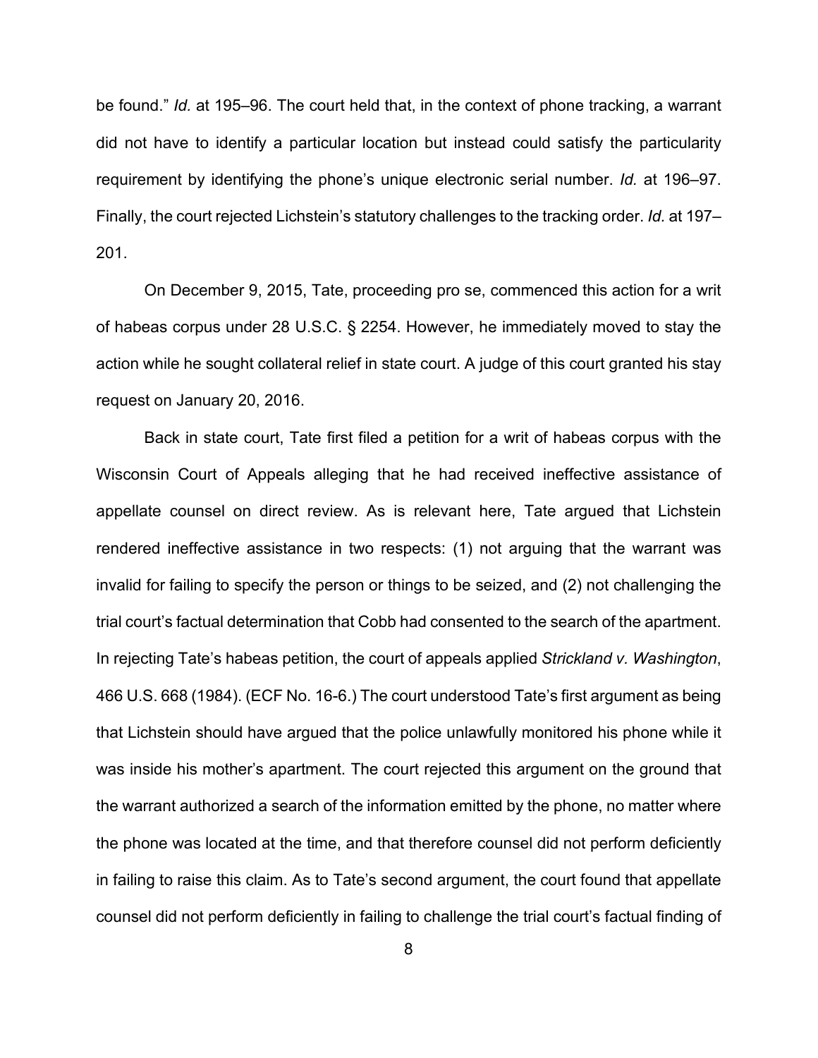be found." *Id.* at 195–96. The court held that, in the context of phone tracking, a warrant did not have to identify a particular location but instead could satisfy the particularity requirement by identifying the phone's unique electronic serial number. *Id.* at 196–97. Finally, the court rejected Lichstein's statutory challenges to the tracking order. *Id.* at 197–201.

On December 9, 2015, Tate, proceeding pro se, commenced this action for a writ of habeas corpus under 28 U.S.C. § 2254. However, he immediately moved to stay the action while he sought collateral relief in state court. A judge of this court granted his stay request on January 20, 2016.

Back in state court, Tate first filed a petition for a writ of habeas corpus with the Wisconsin Court of Appeals alleging that he had received ineffective assistance of appellate counsel on direct review. As is relevant here, Tate argued that Lichstein rendered ineffective assistance in two respects: (1) not arguing that the warrant was invalid for failing to specify the person or things to be seized, and (2) not challenging the trial court's factual determination that Cobb had consented to the search of the apartment. In rejecting Tate's habeas petition, the court of appeals applied *Strickland v. Washington*, 466 U.S. 668 (1984). (ECF No. 16-6.) The court understood Tate's first argument as being that Lichstein should have argued that the police unlawfully monitored his phone while it was inside his mother's apartment. The court rejected this argument on the ground that the warrant authorized a search of the information emitted by the phone, no matter where the phone was located at the time, and that therefore counsel did not perform deficiently in failing to raise this claim. As to Tate's second argument, the court found that appellate counsel did not perform deficiently in failing to challenge the trial court's factual finding of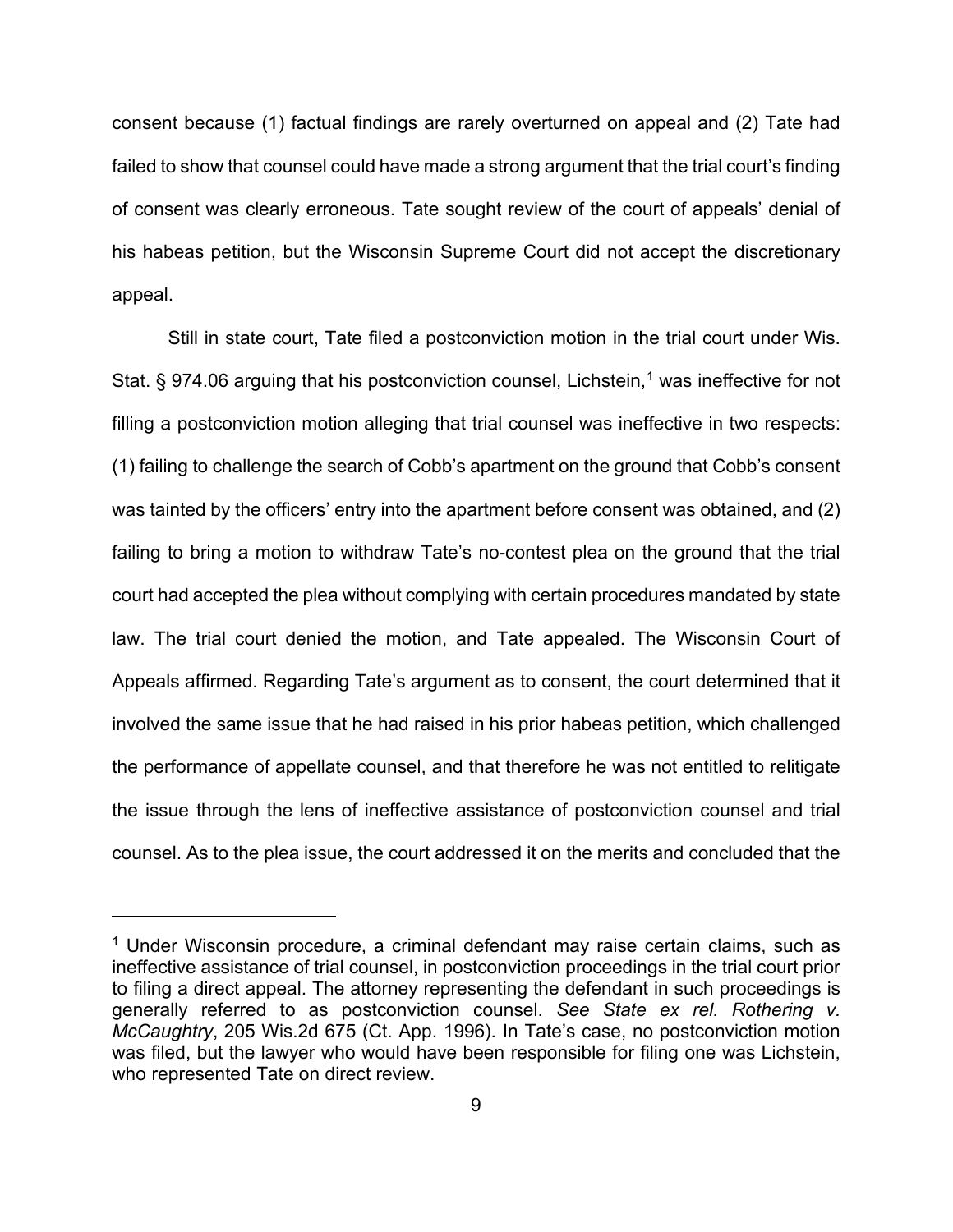consent because (1) factual findings are rarely overturned on appeal and (2) Tate had failed to show that counsel could have made a strong argument that the trial court's finding of consent was clearly erroneous. Tate sought review of the court of appeals' denial of his habeas petition, but the Wisconsin Supreme Court did not accept the discretionary appeal.

Still in state court, Tate filed a postconviction motion in the trial court under Wis. Stat. § 974.06 arguing that his postconviction counsel, Lichstein,[1] was ineffective for not filling a postconviction motion alleging that trial counsel was ineffective in two respects: (1) failing to challenge the search of Cobb's apartment on the ground that Cobb's consent was tainted by the officers' entry into the apartment before consent was obtained, and (2) failing to bring a motion to withdraw Tate's no-contest plea on the ground that the trial court had accepted the plea without complying with certain procedures mandated by state law. The trial court denied the motion, and Tate appealed. The Wisconsin Court of Appeals affirmed. Regarding Tate's argument as to consent, the court determined that it involved the same issue that he had raised in his prior habeas petition, which challenged the performance of appellate counsel, and that therefore he was not entitled to relitigate the issue through the lens of ineffective assistance of postconviction counsel and trial counsel. As to the plea issue, the court addressed it on the merits and concluded that the

---

[1] Under Wisconsin procedure, a criminal defendant may raise certain claims, such as ineffective assistance of trial counsel, in postconviction proceedings in the trial court prior to filing a direct appeal. The attorney representing the defendant in such proceedings is generally referred to as postconviction counsel. *See State ex rel. Rothering v. McCaughtry*, 205 Wis.2d 675 (Ct. App. 1996). In Tate's case, no postconviction motion was filed, but the lawyer who would have been responsible for filing one was Lichstein, who represented Tate on direct review.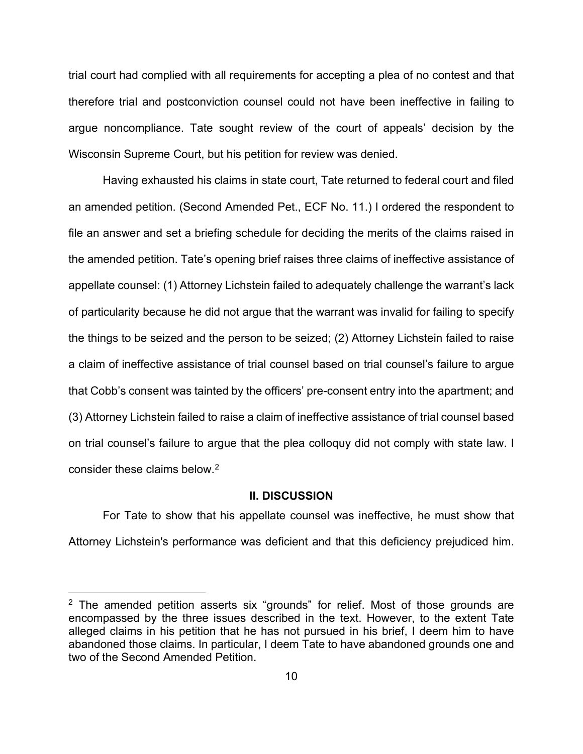trial court had complied with all requirements for accepting a plea of no contest and that therefore trial and postconviction counsel could not have been ineffective in failing to argue noncompliance. Tate sought review of the court of appeals' decision by the Wisconsin Supreme Court, but his petition for review was denied.

Having exhausted his claims in state court, Tate returned to federal court and filed an amended petition. (Second Amended Pet., ECF No. 11.) I ordered the respondent to file an answer and set a briefing schedule for deciding the merits of the claims raised in the amended petition. Tate's opening brief raises three claims of ineffective assistance of appellate counsel: (1) Attorney Lichstein failed to adequately challenge the warrant's lack of particularity because he did not argue that the warrant was invalid for failing to specify the things to be seized and the person to be seized; (2) Attorney Lichstein failed to raise a claim of ineffective assistance of trial counsel based on trial counsel's failure to argue that Cobb's consent was tainted by the officers' pre-consent entry into the apartment; and (3) Attorney Lichstein failed to raise a claim of ineffective assistance of trial counsel based on trial counsel's failure to argue that the plea colloquy did not comply with state law. I consider these claims below.[2]

## II. DISCUSSION

For Tate to show that his appellate counsel was ineffective, he must show that Attorney Lichstein's performance was deficient and that this deficiency prejudiced him.

[2] The amended petition asserts six "grounds" for relief. Most of those grounds are encompassed by the three issues described in the text. However, to the extent Tate alleged claims in his petition that he has not pursued in his brief, I deem him to have abandoned those claims. In particular, I deem Tate to have abandoned grounds one and two of the Second Amended Petition.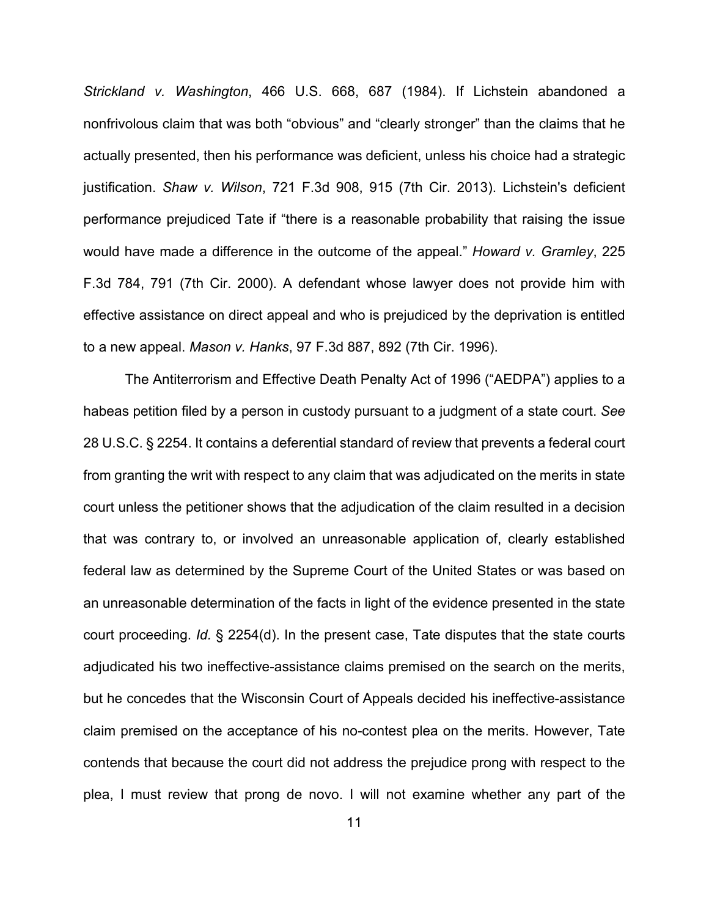*Strickland v. Washington*, 466 U.S. 668, 687 (1984). If Lichstein abandoned a nonfrivolous claim that was both "obvious" and "clearly stronger" than the claims that he actually presented, then his performance was deficient, unless his choice had a strategic justification. *Shaw v. Wilson*, 721 F.3d 908, 915 (7th Cir. 2013). Lichstein's deficient performance prejudiced Tate if "there is a reasonable probability that raising the issue would have made a difference in the outcome of the appeal." *Howard v. Gramley*, 225 F.3d 784, 791 (7th Cir. 2000). A defendant whose lawyer does not provide him with effective assistance on direct appeal and who is prejudiced by the deprivation is entitled to a new appeal. *Mason v. Hanks*, 97 F.3d 887, 892 (7th Cir. 1996).

The Antiterrorism and Effective Death Penalty Act of 1996 ("AEDPA") applies to a habeas petition filed by a person in custody pursuant to a judgment of a state court. *See* 28 U.S.C. § 2254. It contains a deferential standard of review that prevents a federal court from granting the writ with respect to any claim that was adjudicated on the merits in state court unless the petitioner shows that the adjudication of the claim resulted in a decision that was contrary to, or involved an unreasonable application of, clearly established federal law as determined by the Supreme Court of the United States or was based on an unreasonable determination of the facts in light of the evidence presented in the state court proceeding. *Id.* § 2254(d). In the present case, Tate disputes that the state courts adjudicated his two ineffective-assistance claims premised on the search on the merits, but he concedes that the Wisconsin Court of Appeals decided his ineffective-assistance claim premised on the acceptance of his no-contest plea on the merits. However, Tate contends that because the court did not address the prejudice prong with respect to the plea, I must review that prong de novo. I will not examine whether any part of the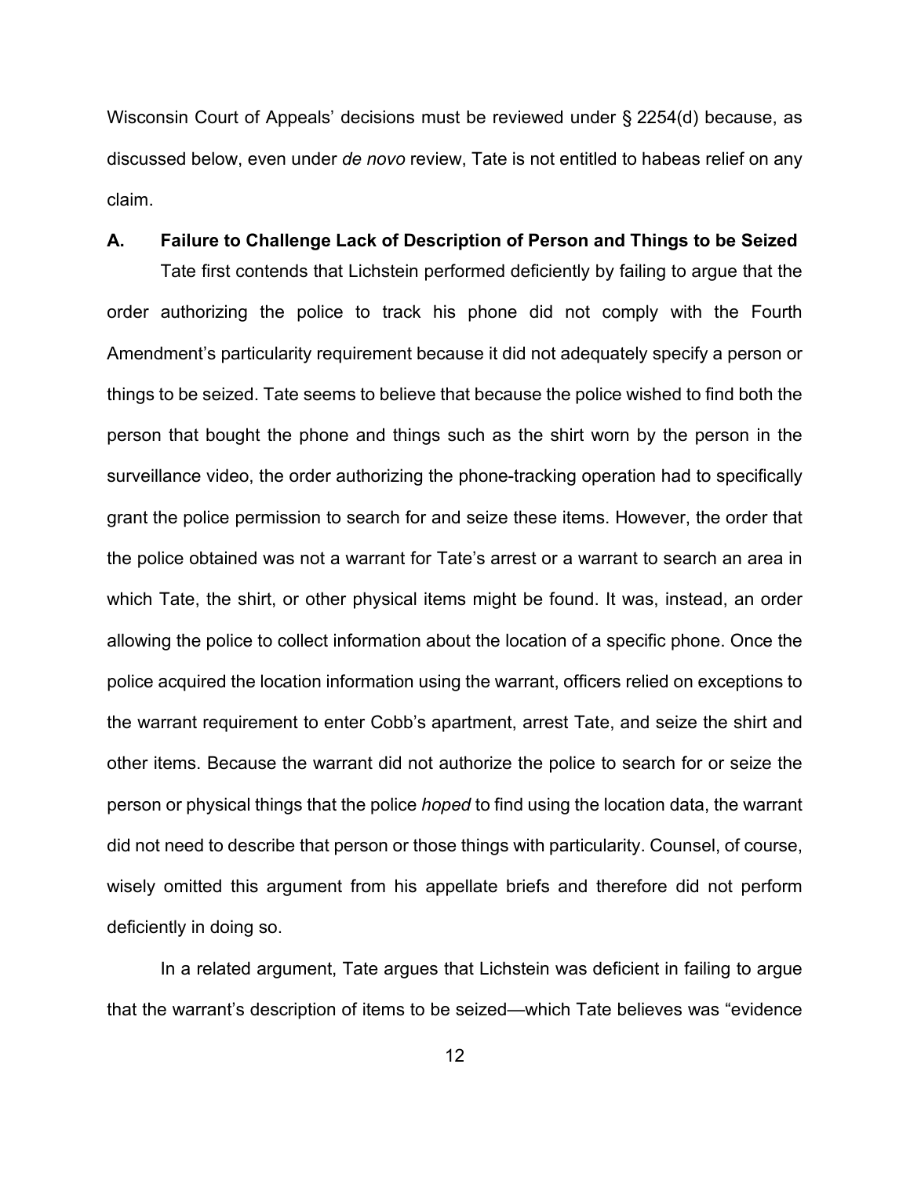Wisconsin Court of Appeals' decisions must be reviewed under § 2254(d) because, as discussed below, even under *de novo* review, Tate is not entitled to habeas relief on any claim.

### A. Failure to Challenge Lack of Description of Person and Things to be Seized

Tate first contends that Lichstein performed deficiently by failing to argue that the order authorizing the police to track his phone did not comply with the Fourth Amendment's particularity requirement because it did not adequately specify a person or things to be seized. Tate seems to believe that because the police wished to find both the person that bought the phone and things such as the shirt worn by the person in the surveillance video, the order authorizing the phone-tracking operation had to specifically grant the police permission to search for and seize these items. However, the order that the police obtained was not a warrant for Tate's arrest or a warrant to search an area in which Tate, the shirt, or other physical items might be found. It was, instead, an order allowing the police to collect information about the location of a specific phone. Once the police acquired the location information using the warrant, officers relied on exceptions to the warrant requirement to enter Cobb's apartment, arrest Tate, and seize the shirt and other items. Because the warrant did not authorize the police to search for or seize the person or physical things that the police *hoped* to find using the location data, the warrant did not need to describe that person or those things with particularity. Counsel, of course, wisely omitted this argument from his appellate briefs and therefore did not perform deficiently in doing so.

In a related argument, Tate argues that Lichstein was deficient in failing to argue that the warrant's description of items to be seized—which Tate believes was "evidence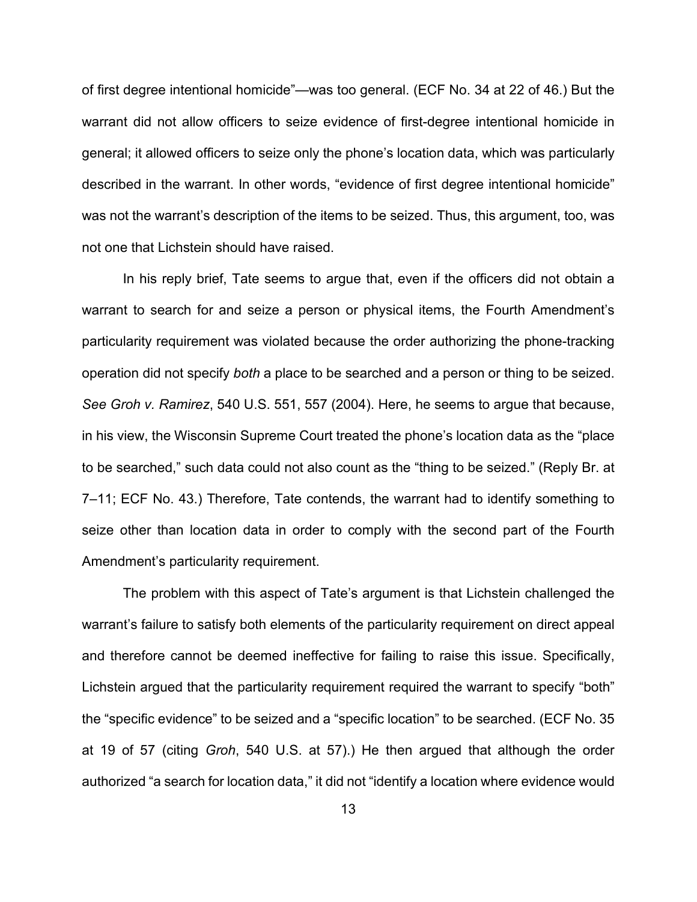of first degree intentional homicide"—was too general. (ECF No. 34 at 22 of 46.) But the warrant did not allow officers to seize evidence of first-degree intentional homicide in general; it allowed officers to seize only the phone's location data, which was particularly described in the warrant. In other words, "evidence of first degree intentional homicide" was not the warrant's description of the items to be seized. Thus, this argument, too, was not one that Lichstein should have raised.

In his reply brief, Tate seems to argue that, even if the officers did not obtain a warrant to search for and seize a person or physical items, the Fourth Amendment's particularity requirement was violated because the order authorizing the phone-tracking operation did not specify *both* a place to be searched and a person or thing to be seized. *See Groh v. Ramirez*, 540 U.S. 551, 557 (2004). Here, he seems to argue that because, in his view, the Wisconsin Supreme Court treated the phone's location data as the "place to be searched," such data could not also count as the "thing to be seized." (Reply Br. at 7–11; ECF No. 43.) Therefore, Tate contends, the warrant had to identify something to seize other than location data in order to comply with the second part of the Fourth Amendment's particularity requirement.

The problem with this aspect of Tate's argument is that Lichstein challenged the warrant's failure to satisfy both elements of the particularity requirement on direct appeal and therefore cannot be deemed ineffective for failing to raise this issue. Specifically, Lichstein argued that the particularity requirement required the warrant to specify "both" the "specific evidence" to be seized and a "specific location" to be searched. (ECF No. 35 at 19 of 57 (citing *Groh*, 540 U.S. at 57).) He then argued that although the order authorized "a search for location data," it did not "identify a location where evidence would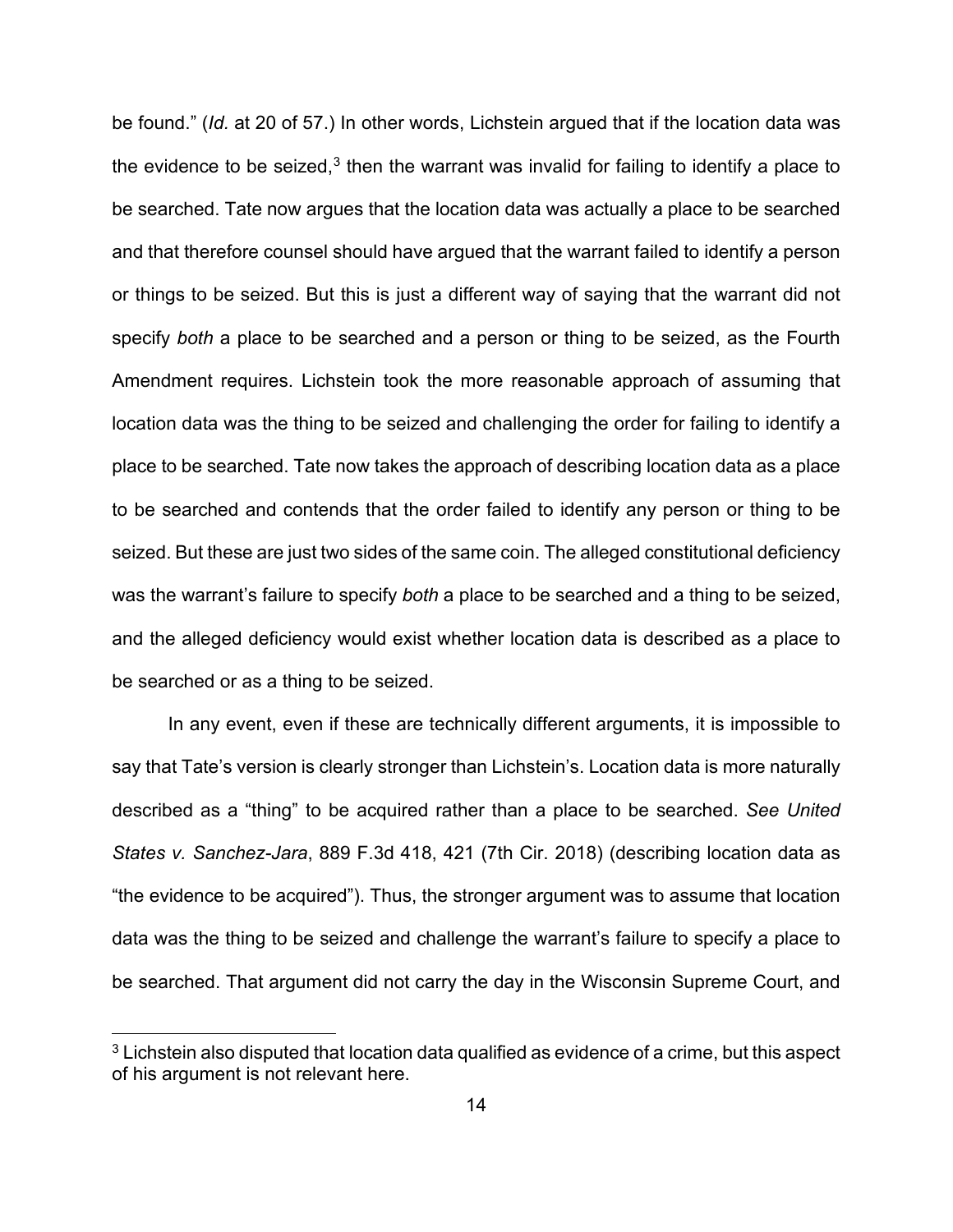be found." (*Id.* at 20 of 57.) In other words, Lichstein argued that if the location data was the evidence to be seized,[3] then the warrant was invalid for failing to identify a place to be searched. Tate now argues that the location data was actually a place to be searched and that therefore counsel should have argued that the warrant failed to identify a person or things to be seized. But this is just a different way of saying that the warrant did not specify *both* a place to be searched and a person or thing to be seized, as the Fourth Amendment requires. Lichstein took the more reasonable approach of assuming that location data was the thing to be seized and challenging the order for failing to identify a place to be searched. Tate now takes the approach of describing location data as a place to be searched and contends that the order failed to identify any person or thing to be seized. But these are just two sides of the same coin. The alleged constitutional deficiency was the warrant's failure to specify *both* a place to be searched and a thing to be seized, and the alleged deficiency would exist whether location data is described as a place to be searched or as a thing to be seized.

In any event, even if these are technically different arguments, it is impossible to say that Tate's version is clearly stronger than Lichstein's. Location data is more naturally described as a "thing" to be acquired rather than a place to be searched. *See United States v. Sanchez-Jara*, 889 F.3d 418, 421 (7th Cir. 2018) (describing location data as "the evidence to be acquired"). Thus, the stronger argument was to assume that location data was the thing to be seized and challenge the warrant's failure to specify a place to be searched. That argument did not carry the day in the Wisconsin Supreme Court, and

[3] Lichstein also disputed that location data qualified as evidence of a crime, but this aspect of his argument is not relevant here.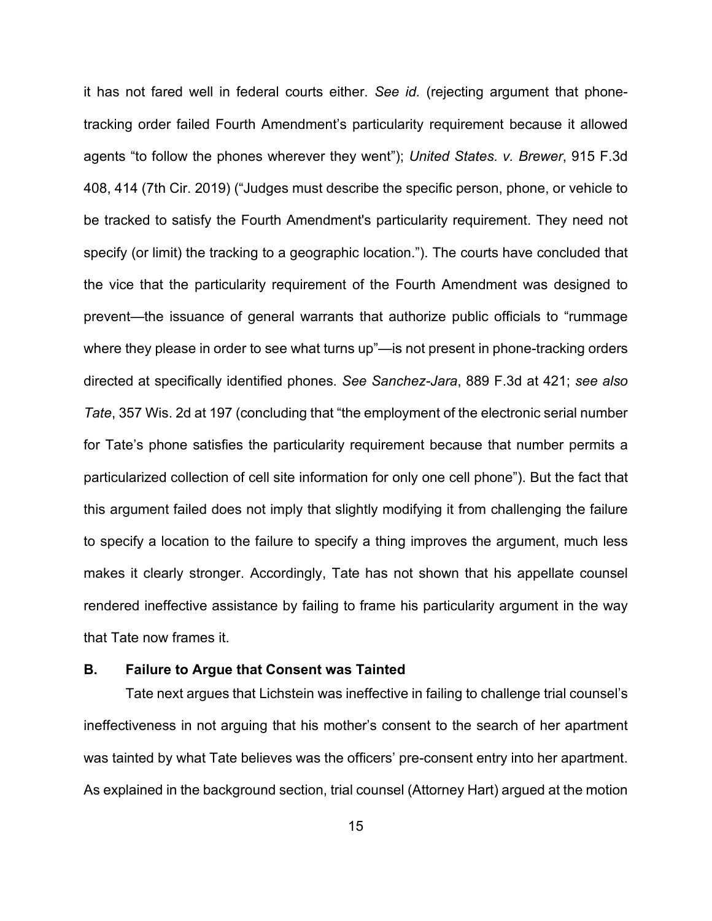it has not fared well in federal courts either. *See id.* (rejecting argument that phone-tracking order failed Fourth Amendment's particularity requirement because it allowed agents "to follow the phones wherever they went"); *United States. v. Brewer*, 915 F.3d 408, 414 (7th Cir. 2019) ("Judges must describe the specific person, phone, or vehicle to be tracked to satisfy the Fourth Amendment's particularity requirement. They need not specify (or limit) the tracking to a geographic location."). The courts have concluded that the vice that the particularity requirement of the Fourth Amendment was designed to prevent—the issuance of general warrants that authorize public officials to "rummage where they please in order to see what turns up"—is not present in phone-tracking orders directed at specifically identified phones. *See Sanchez-Jara*, 889 F.3d at 421; *see also Tate*, 357 Wis. 2d at 197 (concluding that "the employment of the electronic serial number for Tate's phone satisfies the particularity requirement because that number permits a particularized collection of cell site information for only one cell phone"). But the fact that this argument failed does not imply that slightly modifying it from challenging the failure to specify a location to the failure to specify a thing improves the argument, much less makes it clearly stronger. Accordingly, Tate has not shown that his appellate counsel rendered ineffective assistance by failing to frame his particularity argument in the way that Tate now frames it.

### B. Failure to Argue that Consent was Tainted

Tate next argues that Lichstein was ineffective in failing to challenge trial counsel's ineffectiveness in not arguing that his mother's consent to the search of her apartment was tainted by what Tate believes was the officers' pre-consent entry into her apartment. As explained in the background section, trial counsel (Attorney Hart) argued at the motion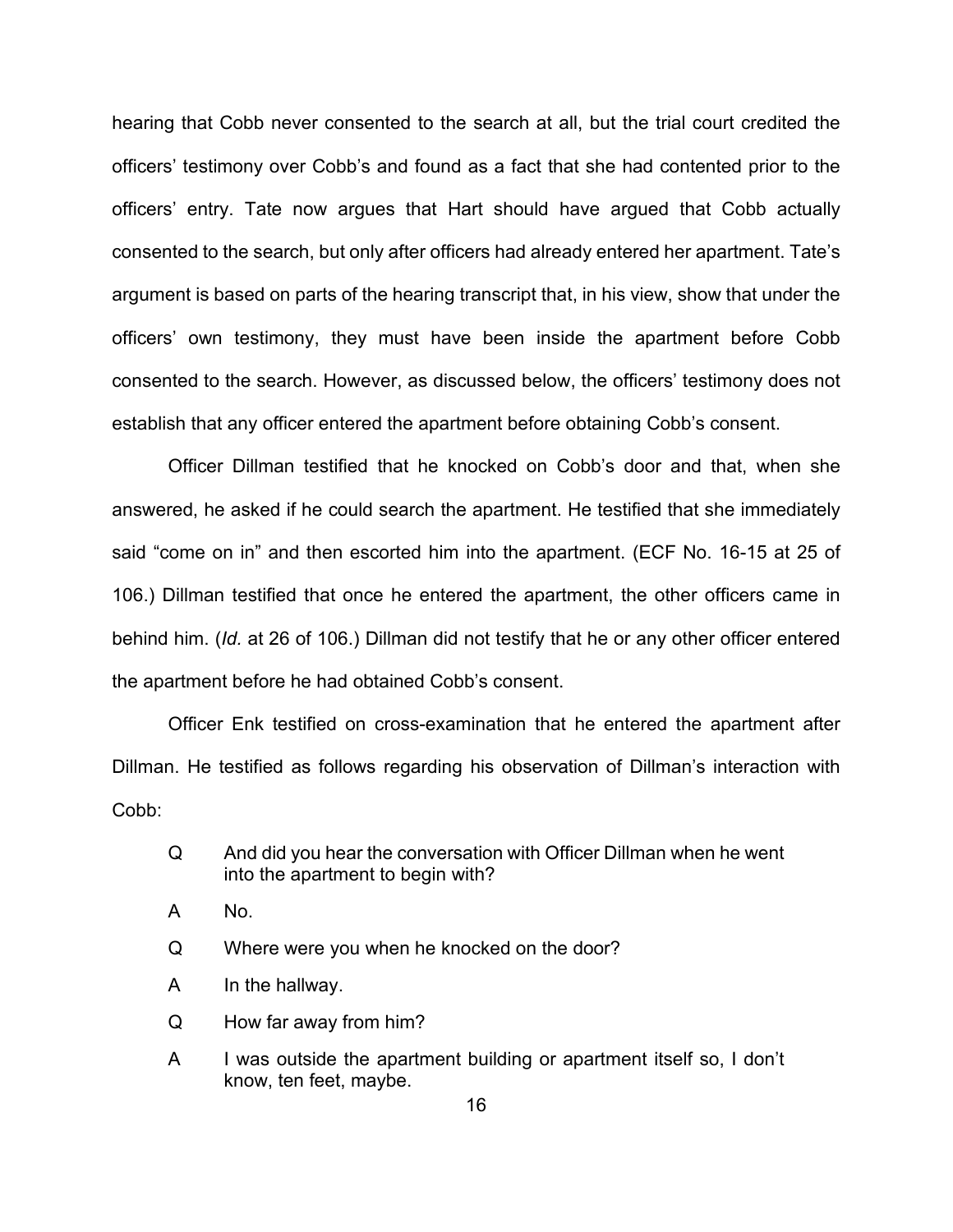hearing that Cobb never consented to the search at all, but the trial court credited the officers' testimony over Cobb's and found as a fact that she had contented prior to the officers' entry. Tate now argues that Hart should have argued that Cobb actually consented to the search, but only after officers had already entered her apartment. Tate's argument is based on parts of the hearing transcript that, in his view, show that under the officers' own testimony, they must have been inside the apartment before Cobb consented to the search. However, as discussed below, the officers' testimony does not establish that any officer entered the apartment before obtaining Cobb's consent.

Officer Dillman testified that he knocked on Cobb's door and that, when she answered, he asked if he could search the apartment. He testified that she immediately said "come on in" and then escorted him into the apartment. (ECF No. 16-15 at 25 of 106.) Dillman testified that once he entered the apartment, the other officers came in behind him. (*Id.* at 26 of 106.) Dillman did not testify that he or any other officer entered the apartment before he had obtained Cobb's consent.

Officer Enk testified on cross-examination that he entered the apartment after Dillman. He testified as follows regarding his observation of Dillman's interaction with Cobb:

> Q And did you hear the conversation with Officer Dillman when he went into the apartment to begin with?
>
> A No.
>
> Q Where were you when he knocked on the door?
>
> A In the hallway.
>
> Q How far away from him?
>
> A I was outside the apartment building or apartment itself so, I don't know, ten feet, maybe.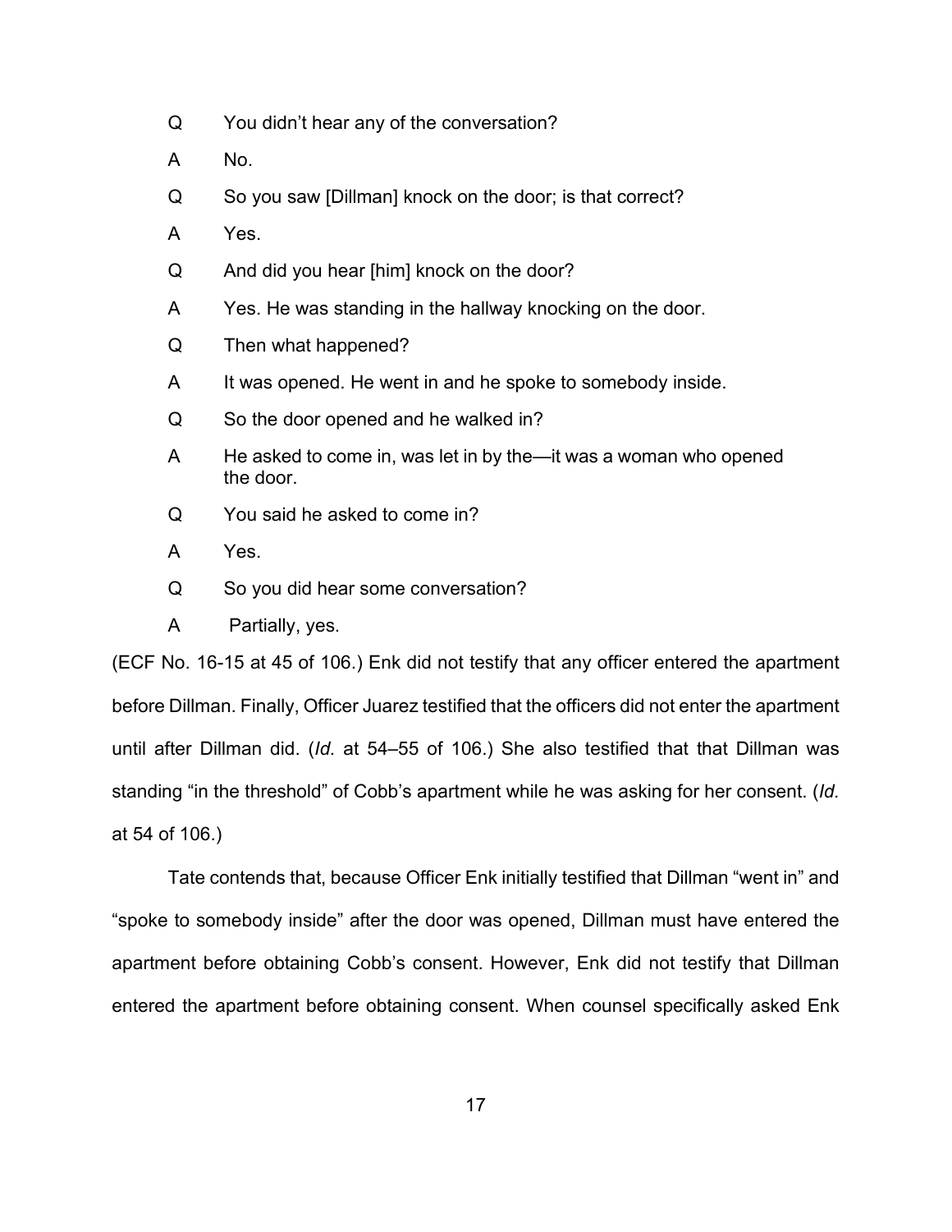Q You didn't hear any of the conversation?

A No.

Q So you saw [Dillman] knock on the door; is that correct?

A Yes.

Q And did you hear [him] knock on the door?

A Yes. He was standing in the hallway knocking on the door.

Q Then what happened?

A It was opened. He went in and he spoke to somebody inside.

Q So the door opened and he walked in?

A He asked to come in, was let in by the—it was a woman who opened the door.

Q You said he asked to come in?

A Yes.

Q So you did hear some conversation?

A Partially, yes.

(ECF No. 16-15 at 45 of 106.) Enk did not testify that any officer entered the apartment before Dillman. Finally, Officer Juarez testified that the officers did not enter the apartment until after Dillman did. (*Id.* at 54–55 of 106.) She also testified that that Dillman was standing "in the threshold" of Cobb's apartment while he was asking for her consent. (*Id.* at 54 of 106.)

Tate contends that, because Officer Enk initially testified that Dillman "went in" and "spoke to somebody inside" after the door was opened, Dillman must have entered the apartment before obtaining Cobb's consent. However, Enk did not testify that Dillman entered the apartment before obtaining consent. When counsel specifically asked Enk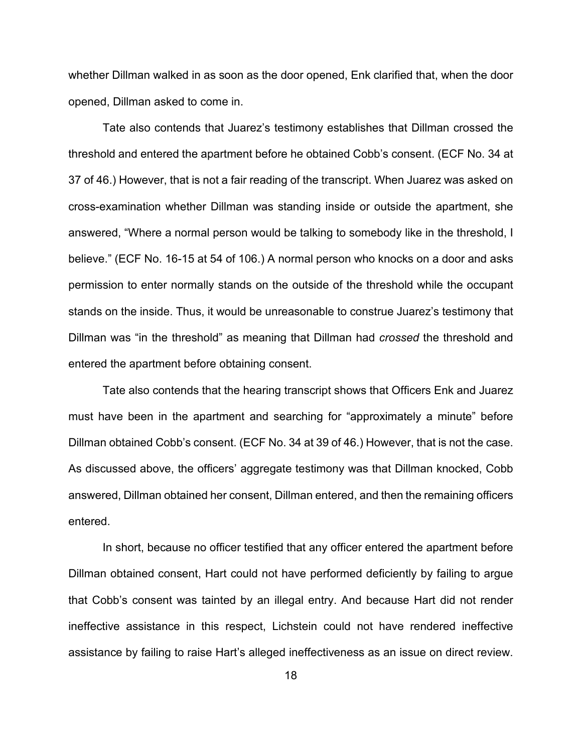whether Dillman walked in as soon as the door opened, Enk clarified that, when the door opened, Dillman asked to come in.

Tate also contends that Juarez's testimony establishes that Dillman crossed the threshold and entered the apartment before he obtained Cobb's consent. (ECF No. 34 at 37 of 46.) However, that is not a fair reading of the transcript. When Juarez was asked on cross-examination whether Dillman was standing inside or outside the apartment, she answered, "Where a normal person would be talking to somebody like in the threshold, I believe." (ECF No. 16-15 at 54 of 106.) A normal person who knocks on a door and asks permission to enter normally stands on the outside of the threshold while the occupant stands on the inside. Thus, it would be unreasonable to construe Juarez's testimony that Dillman was "in the threshold" as meaning that Dillman had *crossed* the threshold and entered the apartment before obtaining consent.

Tate also contends that the hearing transcript shows that Officers Enk and Juarez must have been in the apartment and searching for "approximately a minute" before Dillman obtained Cobb's consent. (ECF No. 34 at 39 of 46.) However, that is not the case. As discussed above, the officers' aggregate testimony was that Dillman knocked, Cobb answered, Dillman obtained her consent, Dillman entered, and then the remaining officers entered.

In short, because no officer testified that any officer entered the apartment before Dillman obtained consent, Hart could not have performed deficiently by failing to argue that Cobb's consent was tainted by an illegal entry. And because Hart did not render ineffective assistance in this respect, Lichstein could not have rendered ineffective assistance by failing to raise Hart's alleged ineffectiveness as an issue on direct review.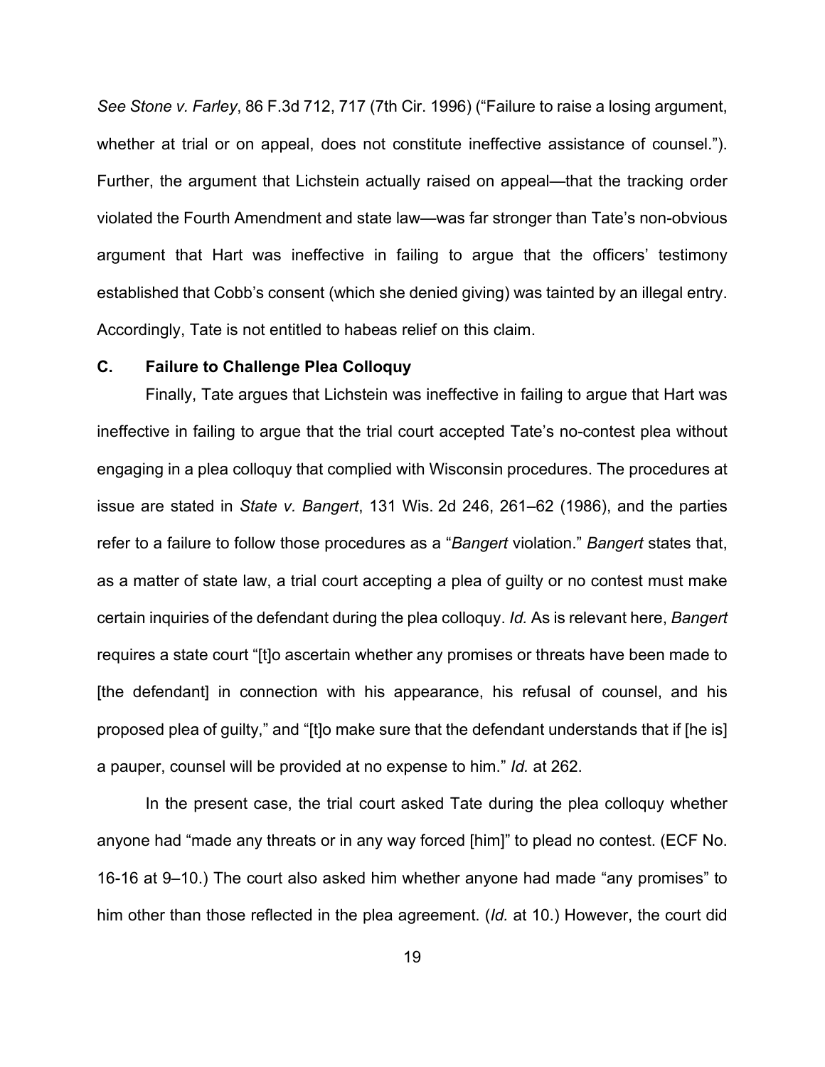*See Stone v. Farley*, 86 F.3d 712, 717 (7th Cir. 1996) ("Failure to raise a losing argument, whether at trial or on appeal, does not constitute ineffective assistance of counsel."). Further, the argument that Lichstein actually raised on appeal—that the tracking order violated the Fourth Amendment and state law—was far stronger than Tate's non-obvious argument that Hart was ineffective in failing to argue that the officers' testimony established that Cobb's consent (which she denied giving) was tainted by an illegal entry. Accordingly, Tate is not entitled to habeas relief on this claim.

### C. Failure to Challenge Plea Colloquy

Finally, Tate argues that Lichstein was ineffective in failing to argue that Hart was ineffective in failing to argue that the trial court accepted Tate's no-contest plea without engaging in a plea colloquy that complied with Wisconsin procedures. The procedures at issue are stated in *State v. Bangert*, 131 Wis. 2d 246, 261–62 (1986), and the parties refer to a failure to follow those procedures as a "*Bangert* violation." *Bangert* states that, as a matter of state law, a trial court accepting a plea of guilty or no contest must make certain inquiries of the defendant during the plea colloquy. *Id.* As is relevant here, *Bangert* requires a state court "[t]o ascertain whether any promises or threats have been made to [the defendant] in connection with his appearance, his refusal of counsel, and his proposed plea of guilty," and "[t]o make sure that the defendant understands that if [he is] a pauper, counsel will be provided at no expense to him." *Id.* at 262.

In the present case, the trial court asked Tate during the plea colloquy whether anyone had "made any threats or in any way forced [him]" to plead no contest. (ECF No. 16-16 at 9–10.) The court also asked him whether anyone had made "any promises" to him other than those reflected in the plea agreement. (*Id.* at 10.) However, the court did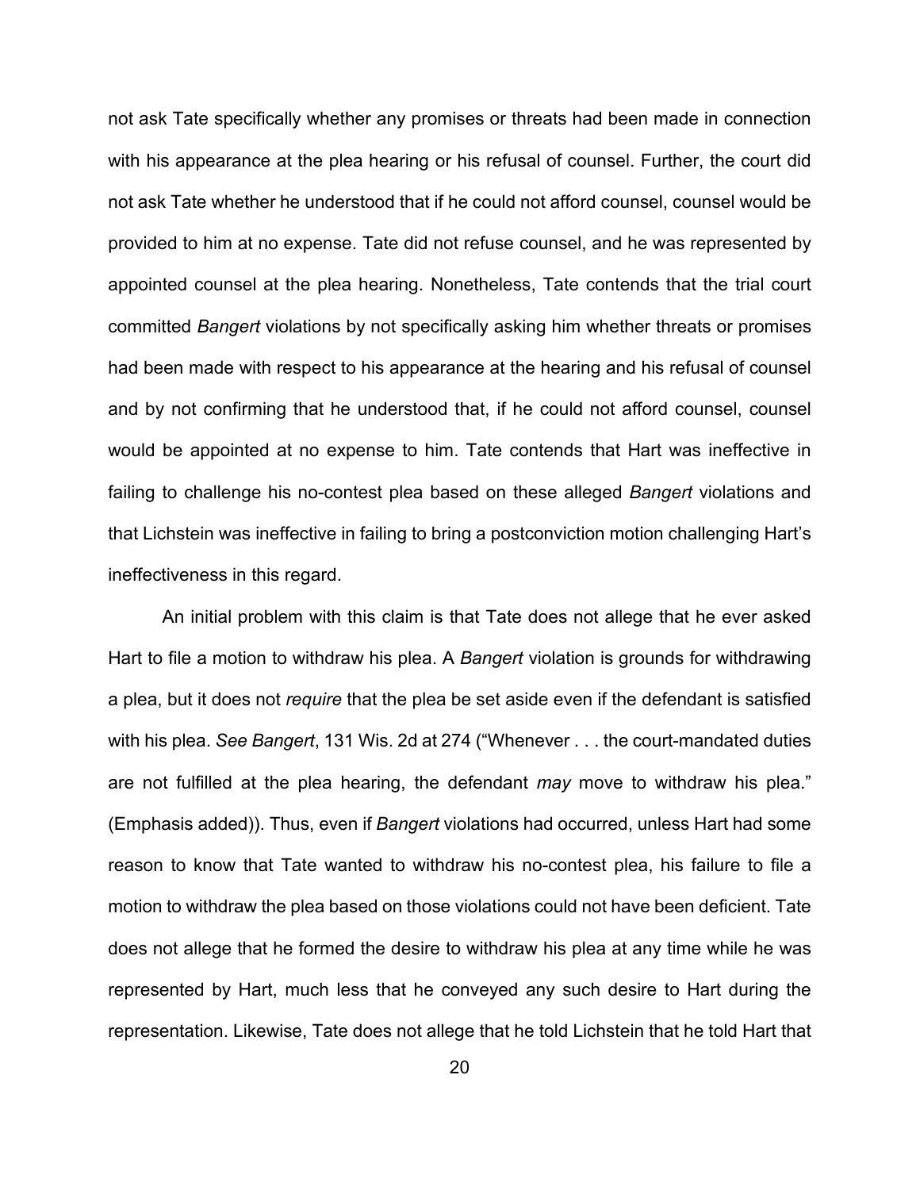not ask Tate specifically whether any promises or threats had been made in connection with his appearance at the plea hearing or his refusal of counsel. Further, the court did not ask Tate whether he understood that if he could not afford counsel, counsel would be provided to him at no expense. Tate did not refuse counsel, and he was represented by appointed counsel at the plea hearing. Nonetheless, Tate contends that the trial court committed *Bangert* violations by not specifically asking him whether threats or promises had been made with respect to his appearance at the hearing and his refusal of counsel and by not confirming that he understood that, if he could not afford counsel, counsel would be appointed at no expense to him. Tate contends that Hart was ineffective in failing to challenge his no-contest plea based on these alleged *Bangert* violations and that Lichstein was ineffective in failing to bring a postconviction motion challenging Hart's ineffectiveness in this regard.

An initial problem with this claim is that Tate does not allege that he ever asked Hart to file a motion to withdraw his plea. A *Bangert* violation is grounds for withdrawing a plea, but it does not *require* that the plea be set aside even if the defendant is satisfied with his plea. *See Bangert*, 131 Wis. 2d at 274 ("Whenever . . . the court-mandated duties are not fulfilled at the plea hearing, the defendant *may* move to withdraw his plea." (Emphasis added)). Thus, even if *Bangert* violations had occurred, unless Hart had some reason to know that Tate wanted to withdraw his no-contest plea, his failure to file a motion to withdraw the plea based on those violations could not have been deficient. Tate does not allege that he formed the desire to withdraw his plea at any time while he was represented by Hart, much less that he conveyed any such desire to Hart during the representation. Likewise, Tate does not allege that he told Lichstein that he told Hart that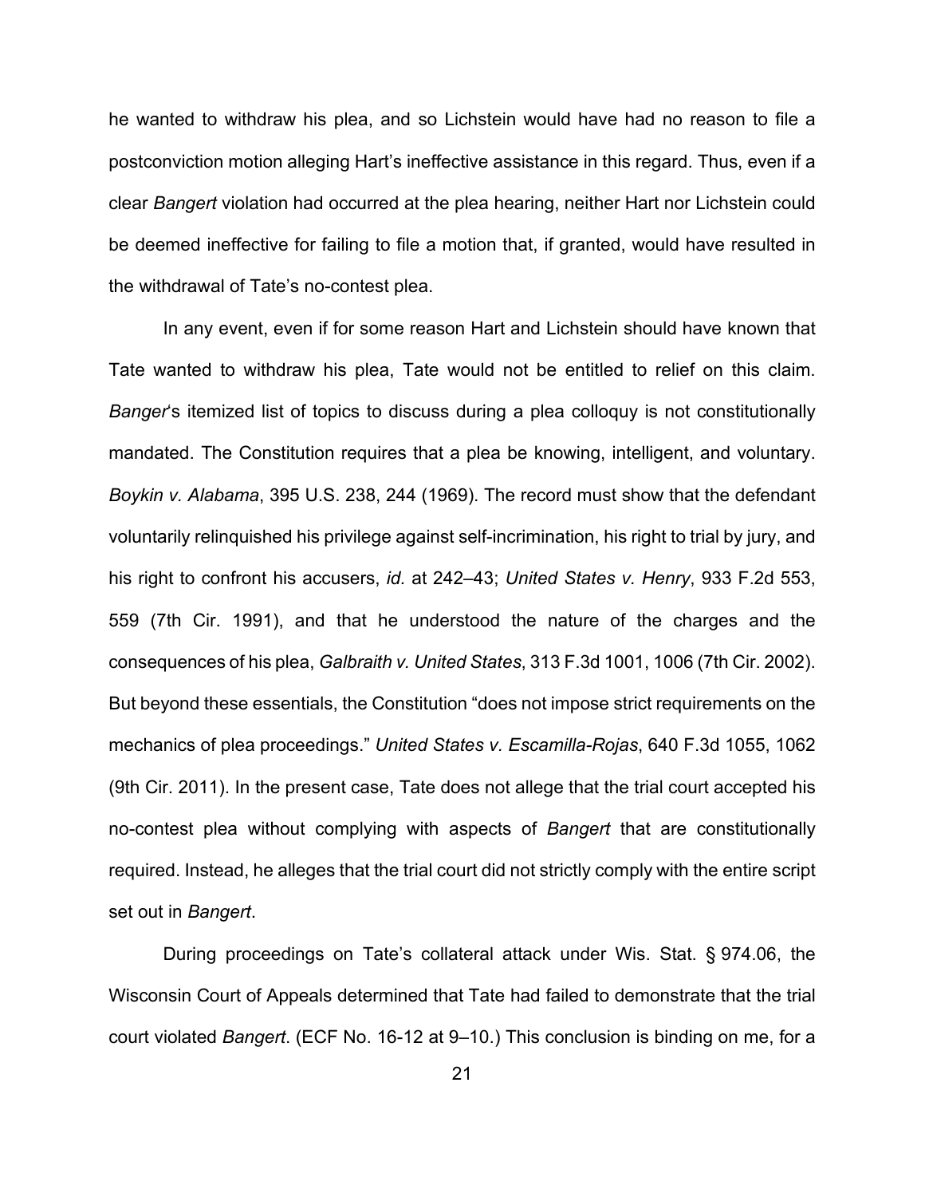he wanted to withdraw his plea, and so Lichstein would have had no reason to file a postconviction motion alleging Hart's ineffective assistance in this regard. Thus, even if a clear *Bangert* violation had occurred at the plea hearing, neither Hart nor Lichstein could be deemed ineffective for failing to file a motion that, if granted, would have resulted in the withdrawal of Tate's no-contest plea.

In any event, even if for some reason Hart and Lichstein should have known that Tate wanted to withdraw his plea, Tate would not be entitled to relief on this claim. *Banger*'s itemized list of topics to discuss during a plea colloquy is not constitutionally mandated. The Constitution requires that a plea be knowing, intelligent, and voluntary. *Boykin v. Alabama*, 395 U.S. 238, 244 (1969). The record must show that the defendant voluntarily relinquished his privilege against self-incrimination, his right to trial by jury, and his right to confront his accusers, *id.* at 242–43; *United States v. Henry*, 933 F.2d 553, 559 (7th Cir. 1991), and that he understood the nature of the charges and the consequences of his plea, *Galbraith v. United States*, 313 F.3d 1001, 1006 (7th Cir. 2002). But beyond these essentials, the Constitution "does not impose strict requirements on the mechanics of plea proceedings." *United States v. Escamilla-Rojas*, 640 F.3d 1055, 1062 (9th Cir. 2011). In the present case, Tate does not allege that the trial court accepted his no-contest plea without complying with aspects of *Bangert* that are constitutionally required. Instead, he alleges that the trial court did not strictly comply with the entire script set out in *Bangert*.

During proceedings on Tate's collateral attack under Wis. Stat. § 974.06, the Wisconsin Court of Appeals determined that Tate had failed to demonstrate that the trial court violated *Bangert*. (ECF No. 16-12 at 9–10.) This conclusion is binding on me, for a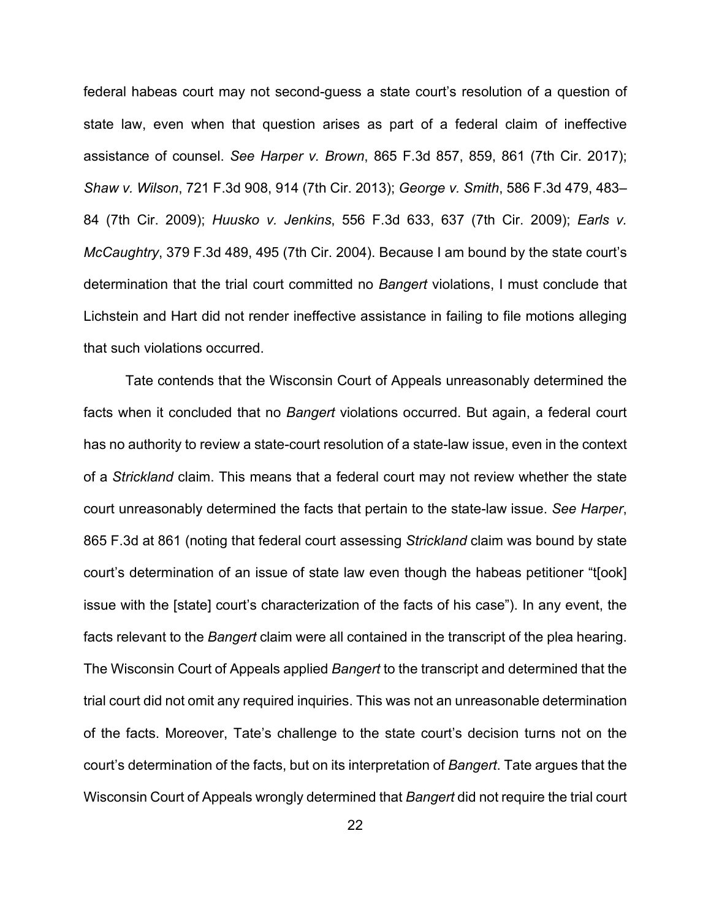federal habeas court may not second-guess a state court's resolution of a question of state law, even when that question arises as part of a federal claim of ineffective assistance of counsel. *See Harper v. Brown*, 865 F.3d 857, 859, 861 (7th Cir. 2017); *Shaw v. Wilson*, 721 F.3d 908, 914 (7th Cir. 2013); *George v. Smith*, 586 F.3d 479, 483–84 (7th Cir. 2009); *Huusko v. Jenkins*, 556 F.3d 633, 637 (7th Cir. 2009); *Earls v. McCaughtry*, 379 F.3d 489, 495 (7th Cir. 2004). Because I am bound by the state court's determination that the trial court committed no *Bangert* violations, I must conclude that Lichstein and Hart did not render ineffective assistance in failing to file motions alleging that such violations occurred.

Tate contends that the Wisconsin Court of Appeals unreasonably determined the facts when it concluded that no *Bangert* violations occurred. But again, a federal court has no authority to review a state-court resolution of a state-law issue, even in the context of a *Strickland* claim. This means that a federal court may not review whether the state court unreasonably determined the facts that pertain to the state-law issue. *See Harper*, 865 F.3d at 861 (noting that federal court assessing *Strickland* claim was bound by state court's determination of an issue of state law even though the habeas petitioner "t[ook] issue with the [state] court's characterization of the facts of his case"). In any event, the facts relevant to the *Bangert* claim were all contained in the transcript of the plea hearing. The Wisconsin Court of Appeals applied *Bangert* to the transcript and determined that the trial court did not omit any required inquiries. This was not an unreasonable determination of the facts. Moreover, Tate's challenge to the state court's decision turns not on the court's determination of the facts, but on its interpretation of *Bangert*. Tate argues that the Wisconsin Court of Appeals wrongly determined that *Bangert* did not require the trial court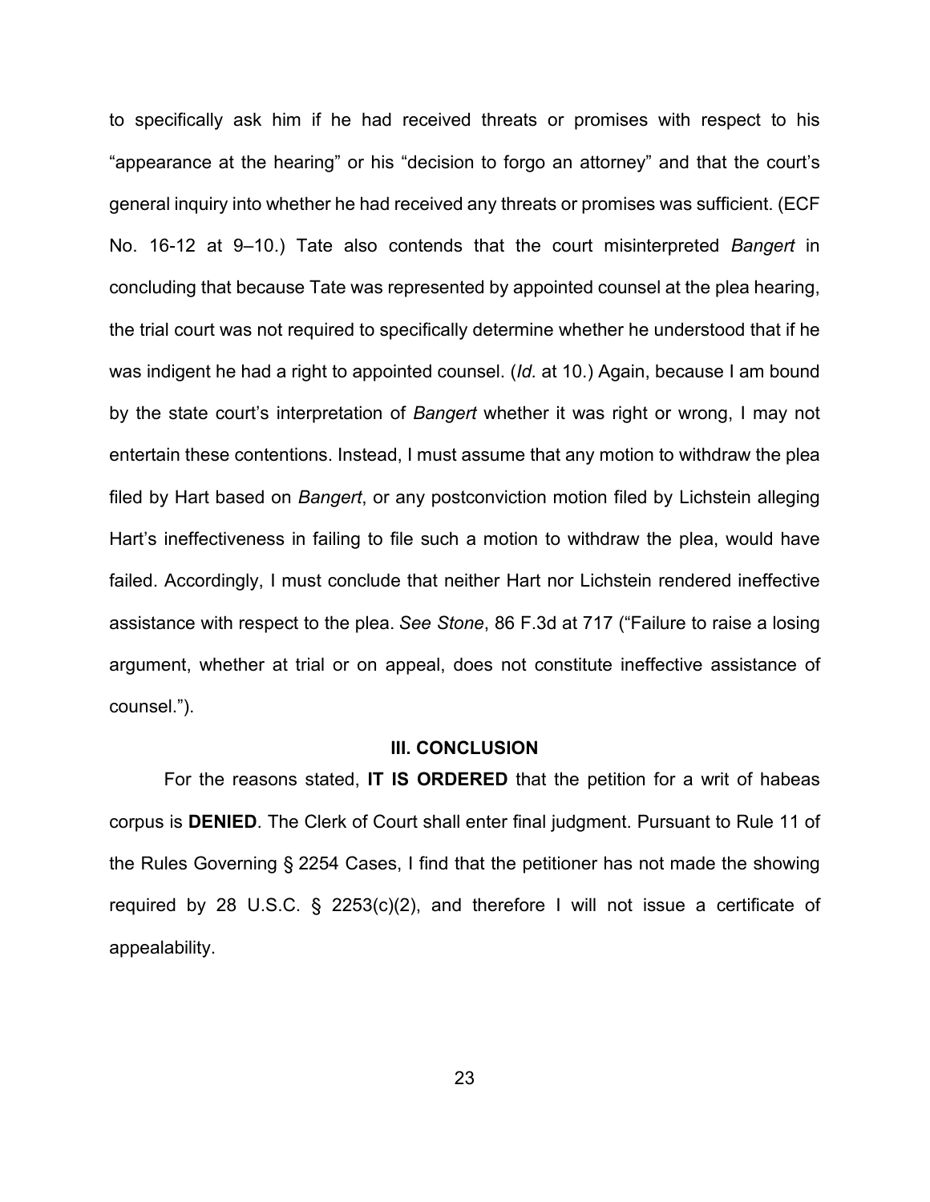to specifically ask him if he had received threats or promises with respect to his "appearance at the hearing" or his "decision to forgo an attorney" and that the court's general inquiry into whether he had received any threats or promises was sufficient. (ECF No. 16-12 at 9–10.) Tate also contends that the court misinterpreted *Bangert* in concluding that because Tate was represented by appointed counsel at the plea hearing, the trial court was not required to specifically determine whether he understood that if he was indigent he had a right to appointed counsel. (*Id.* at 10.) Again, because I am bound by the state court's interpretation of *Bangert* whether it was right or wrong, I may not entertain these contentions. Instead, I must assume that any motion to withdraw the plea filed by Hart based on *Bangert*, or any postconviction motion filed by Lichstein alleging Hart's ineffectiveness in failing to file such a motion to withdraw the plea, would have failed. Accordingly, I must conclude that neither Hart nor Lichstein rendered ineffective assistance with respect to the plea. *See Stone*, 86 F.3d at 717 ("Failure to raise a losing argument, whether at trial or on appeal, does not constitute ineffective assistance of counsel.").

## III. CONCLUSION

For the reasons stated, **IT IS ORDERED** that the petition for a writ of habeas corpus is **DENIED**. The Clerk of Court shall enter final judgment. Pursuant to Rule 11 of the Rules Governing § 2254 Cases, I find that the petitioner has not made the showing required by 28 U.S.C. § 2253(c)(2), and therefore I will not issue a certificate of appealability.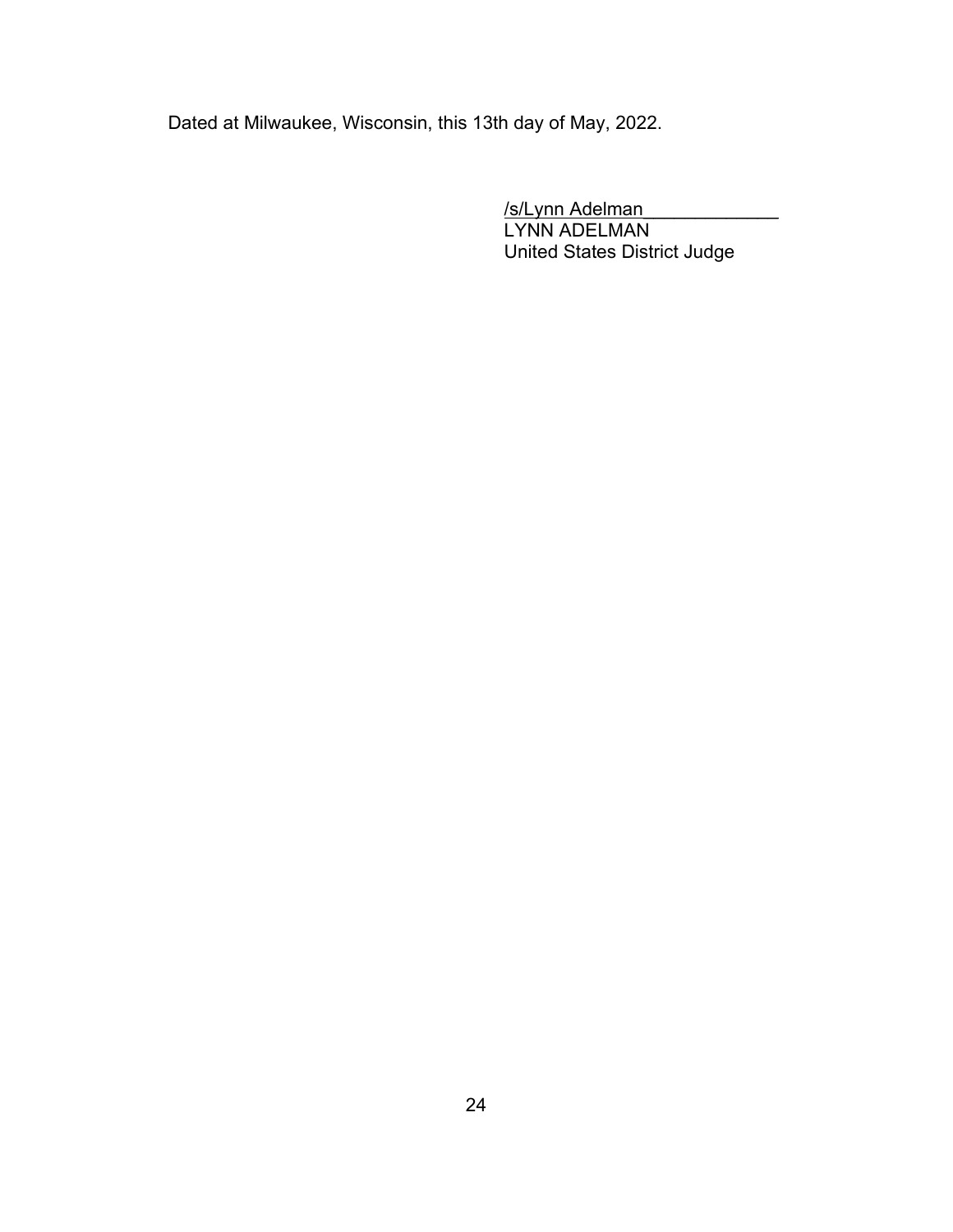Dated at Milwaukee, Wisconsin, this 13th day of May, 2022.

/s/Lynn Adelman
LYNN ADELMAN
United States District Judge